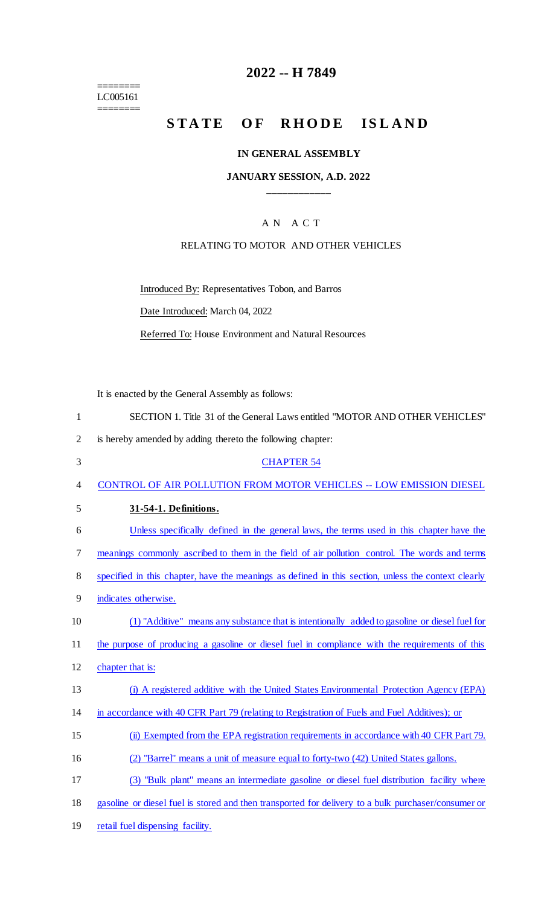# 2022 -- H 7849

========
LC005161
========

## STATE OF RHODE ISLAND

### IN GENERAL ASSEMBLY

### JANUARY SESSION, A.D. 2022

---

AN ACT

RELATING TO MOTOR AND OTHER VEHICLES

Introduced By: Representatives Tobon, and Barros

Date Introduced: March 04, 2022

Referred To: House Environment and Natural Resources

It is enacted by the General Assembly as follows:

SECTION 1. Title 31 of the General Laws entitled "MOTOR AND OTHER VEHICLES" is hereby amended by adding thereto the following chapter:

CHAPTER 54

CONTROL OF AIR POLLUTION FROM MOTOR VEHICLES -- LOW EMISSION DIESEL

**31-54-1. Definitions.**

Unless specifically defined in the general laws, the terms used in this chapter have the meanings commonly ascribed to them in the field of air pollution control. The words and terms specified in this chapter, have the meanings as defined in this section, unless the context clearly indicates otherwise.

(1) "Additive" means any substance that is intentionally added to gasoline or diesel fuel for the purpose of producing a gasoline or diesel fuel in compliance with the requirements of this chapter that is:

(i) A registered additive with the United States Environmental Protection Agency (EPA) in accordance with 40 CFR Part 79 (relating to Registration of Fuels and Fuel Additives); or

(ii) Exempted from the EPA registration requirements in accordance with 40 CFR Part 79.

(2) "Barrel" means a unit of measure equal to forty-two (42) United States gallons.

(3) "Bulk plant" means an intermediate gasoline or diesel fuel distribution facility where gasoline or diesel fuel is stored and then transported for delivery to a bulk purchaser/consumer or retail fuel dispensing facility.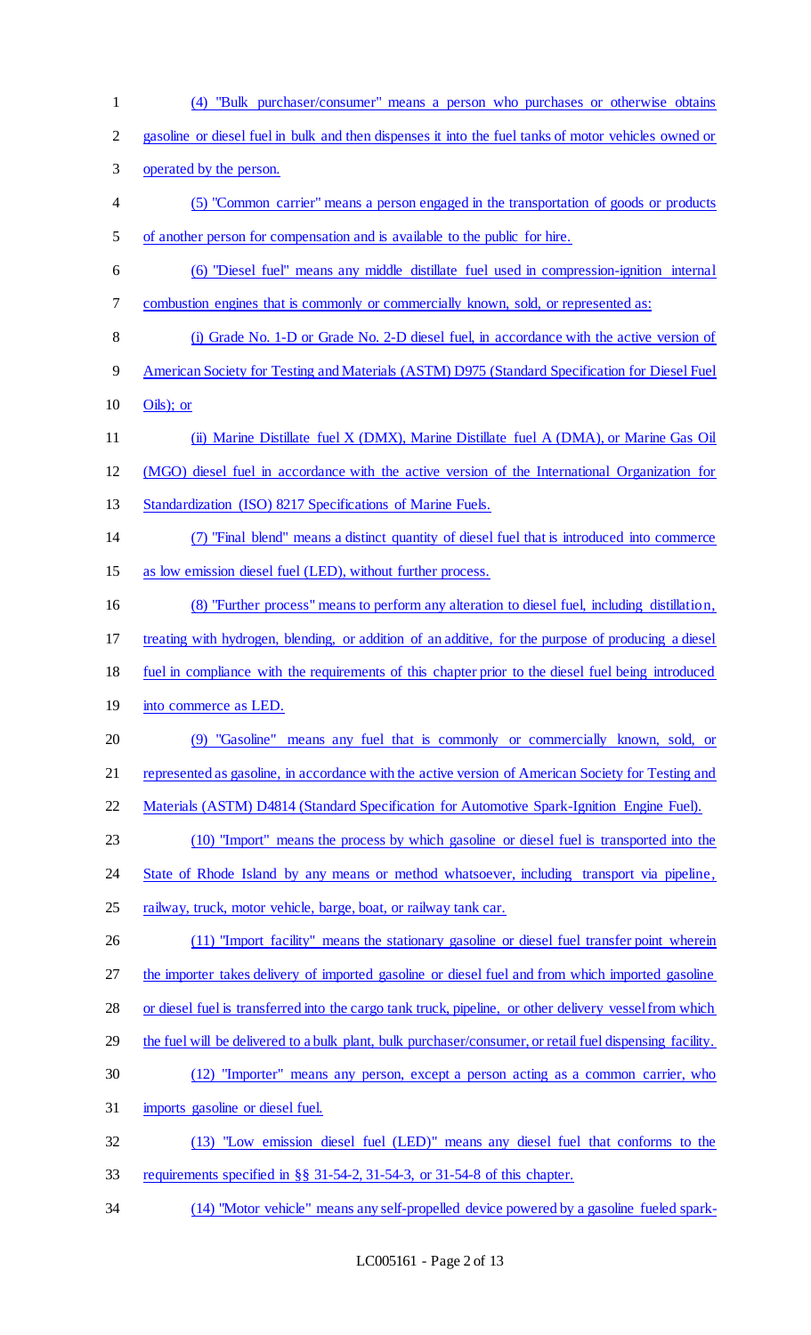(4) "Bulk purchaser/consumer" means a person who purchases or otherwise obtains gasoline or diesel fuel in bulk and then dispenses it into the fuel tanks of motor vehicles owned or operated by the person.

(5) "Common carrier" means a person engaged in the transportation of goods or products of another person for compensation and is available to the public for hire.

(6) "Diesel fuel" means any middle distillate fuel used in compression-ignition internal combustion engines that is commonly or commercially known, sold, or represented as:

(i) Grade No. 1-D or Grade No. 2-D diesel fuel, in accordance with the active version of American Society for Testing and Materials (ASTM) D975 (Standard Specification for Diesel Fuel Oils); or

(ii) Marine Distillate fuel X (DMX), Marine Distillate fuel A (DMA), or Marine Gas Oil (MGO) diesel fuel in accordance with the active version of the International Organization for Standardization (ISO) 8217 Specifications of Marine Fuels.

(7) "Final blend" means a distinct quantity of diesel fuel that is introduced into commerce as low emission diesel fuel (LED), without further process.

(8) "Further process" means to perform any alteration to diesel fuel, including distillation, treating with hydrogen, blending, or addition of an additive, for the purpose of producing a diesel fuel in compliance with the requirements of this chapter prior to the diesel fuel being introduced into commerce as LED.

(9) "Gasoline" means any fuel that is commonly or commercially known, sold, or represented as gasoline, in accordance with the active version of American Society for Testing and Materials (ASTM) D4814 (Standard Specification for Automotive Spark-Ignition Engine Fuel).

(10) "Import" means the process by which gasoline or diesel fuel is transported into the State of Rhode Island by any means or method whatsoever, including transport via pipeline, railway, truck, motor vehicle, barge, boat, or railway tank car.

(11) "Import facility" means the stationary gasoline or diesel fuel transfer point wherein the importer takes delivery of imported gasoline or diesel fuel and from which imported gasoline or diesel fuel is transferred into the cargo tank truck, pipeline, or other delivery vessel from which the fuel will be delivered to a bulk plant, bulk purchaser/consumer, or retail fuel dispensing facility.

(12) "Importer" means any person, except a person acting as a common carrier, who imports gasoline or diesel fuel.

(13) "Low emission diesel fuel (LED)" means any diesel fuel that conforms to the requirements specified in §§ 31-54-2, 31-54-3, or 31-54-8 of this chapter.

(14) "Motor vehicle" means any self-propelled device powered by a gasoline fueled spark-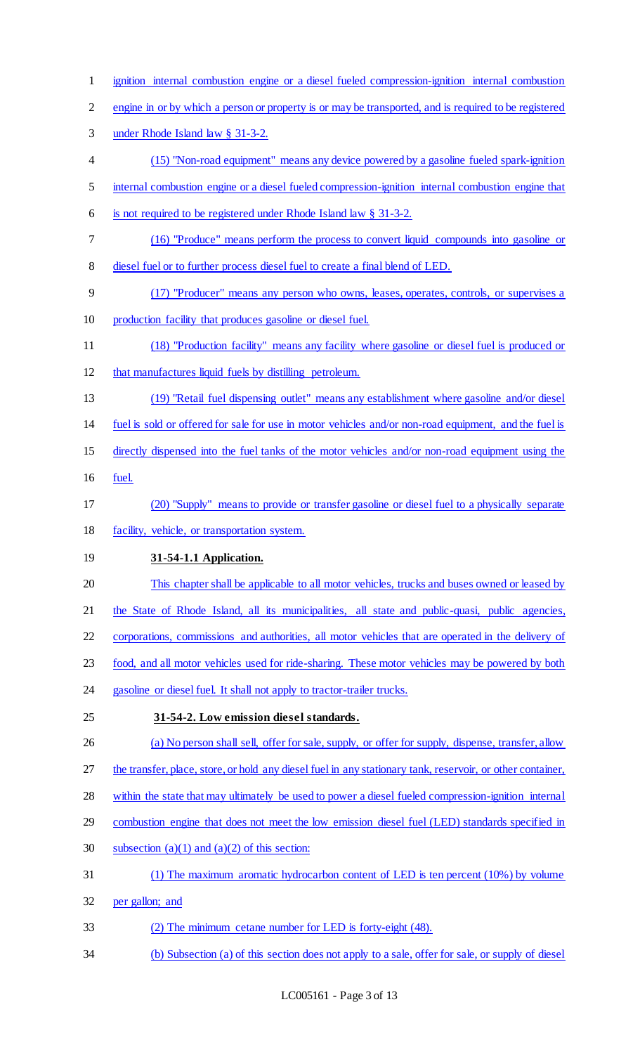ignition internal combustion engine or a diesel fueled compression-ignition internal combustion engine in or by which a person or property is or may be transported, and is required to be registered under Rhode Island law § 31-3-2.

(15) "Non-road equipment" means any device powered by a gasoline fueled spark-ignition internal combustion engine or a diesel fueled compression-ignition internal combustion engine that is not required to be registered under Rhode Island law § 31-3-2.

(16) "Produce" means perform the process to convert liquid compounds into gasoline or diesel fuel or to further process diesel fuel to create a final blend of LED.

(17) "Producer" means any person who owns, leases, operates, controls, or supervises a production facility that produces gasoline or diesel fuel.

(18) "Production facility" means any facility where gasoline or diesel fuel is produced or that manufactures liquid fuels by distilling petroleum.

(19) "Retail fuel dispensing outlet" means any establishment where gasoline and/or diesel fuel is sold or offered for sale for use in motor vehicles and/or non-road equipment, and the fuel is directly dispensed into the fuel tanks of the motor vehicles and/or non-road equipment using the fuel.

(20) "Supply" means to provide or transfer gasoline or diesel fuel to a physically separate facility, vehicle, or transportation system.

**31-54-1.1 Application.**

This chapter shall be applicable to all motor vehicles, trucks and buses owned or leased by the State of Rhode Island, all its municipalities, all state and public-quasi, public agencies, corporations, commissions and authorities, all motor vehicles that are operated in the delivery of food, and all motor vehicles used for ride-sharing. These motor vehicles may be powered by both gasoline or diesel fuel. It shall not apply to tractor-trailer trucks.

**31-54-2. Low emission diesel standards.**

(a) No person shall sell, offer for sale, supply, or offer for supply, dispense, transfer, allow the transfer, place, store, or hold any diesel fuel in any stationary tank, reservoir, or other container, within the state that may ultimately be used to power a diesel fueled compression-ignition internal combustion engine that does not meet the low emission diesel fuel (LED) standards specified in subsection (a)(1) and (a)(2) of this section:

(1) The maximum aromatic hydrocarbon content of LED is ten percent (10%) by volume per gallon; and

(2) The minimum cetane number for LED is forty-eight (48).

(b) Subsection (a) of this section does not apply to a sale, offer for sale, or supply of diesel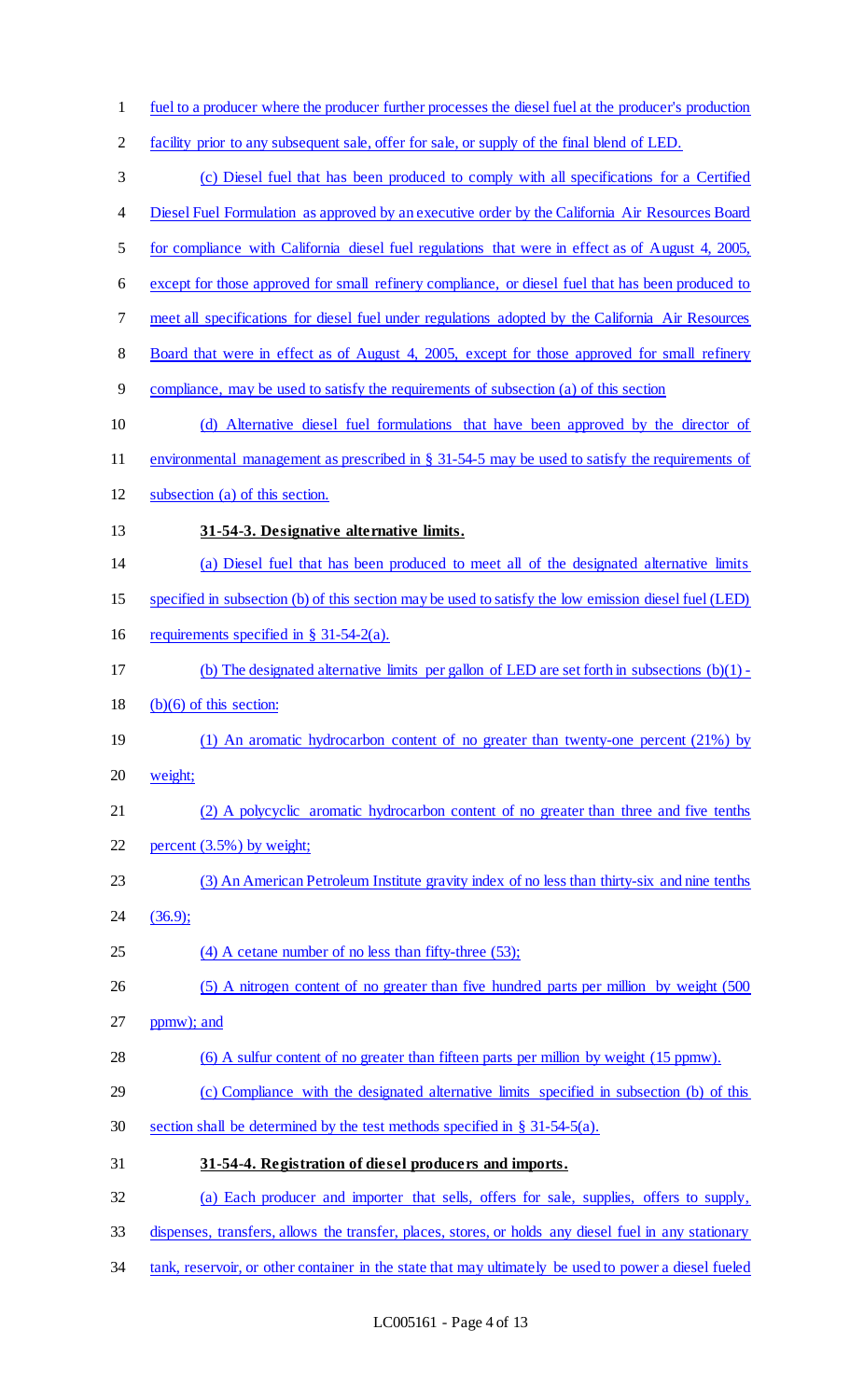fuel to a producer where the producer further processes the diesel fuel at the producer's production facility prior to any subsequent sale, offer for sale, or supply of the final blend of LED.

(c) Diesel fuel that has been produced to comply with all specifications for a Certified Diesel Fuel Formulation as approved by an executive order by the California Air Resources Board for compliance with California diesel fuel regulations that were in effect as of August 4, 2005, except for those approved for small refinery compliance, or diesel fuel that has been produced to meet all specifications for diesel fuel under regulations adopted by the California Air Resources Board that were in effect as of August 4, 2005, except for those approved for small refinery compliance, may be used to satisfy the requirements of subsection (a) of this section

(d) Alternative diesel fuel formulations that have been approved by the director of environmental management as prescribed in § 31-54-5 may be used to satisfy the requirements of subsection (a) of this section.

**31-54-3. Designative alternative limits.**

(a) Diesel fuel that has been produced to meet all of the designated alternative limits specified in subsection (b) of this section may be used to satisfy the low emission diesel fuel (LED) requirements specified in § 31-54-2(a).

(b) The designated alternative limits per gallon of LED are set forth in subsections (b)(1) - (b)(6) of this section:

(1) An aromatic hydrocarbon content of no greater than twenty-one percent (21%) by weight;

(2) A polycyclic aromatic hydrocarbon content of no greater than three and five tenths percent (3.5%) by weight;

(3) An American Petroleum Institute gravity index of no less than thirty-six and nine tenths (36.9);

(4) A cetane number of no less than fifty-three (53);

(5) A nitrogen content of no greater than five hundred parts per million by weight (500 ppmw); and

(6) A sulfur content of no greater than fifteen parts per million by weight (15 ppmw).

(c) Compliance with the designated alternative limits specified in subsection (b) of this section shall be determined by the test methods specified in § 31-54-5(a).

**31-54-4. Registration of diesel producers and imports.**

(a) Each producer and importer that sells, offers for sale, supplies, offers to supply, dispenses, transfers, allows the transfer, places, stores, or holds any diesel fuel in any stationary tank, reservoir, or other container in the state that may ultimately be used to power a diesel fueled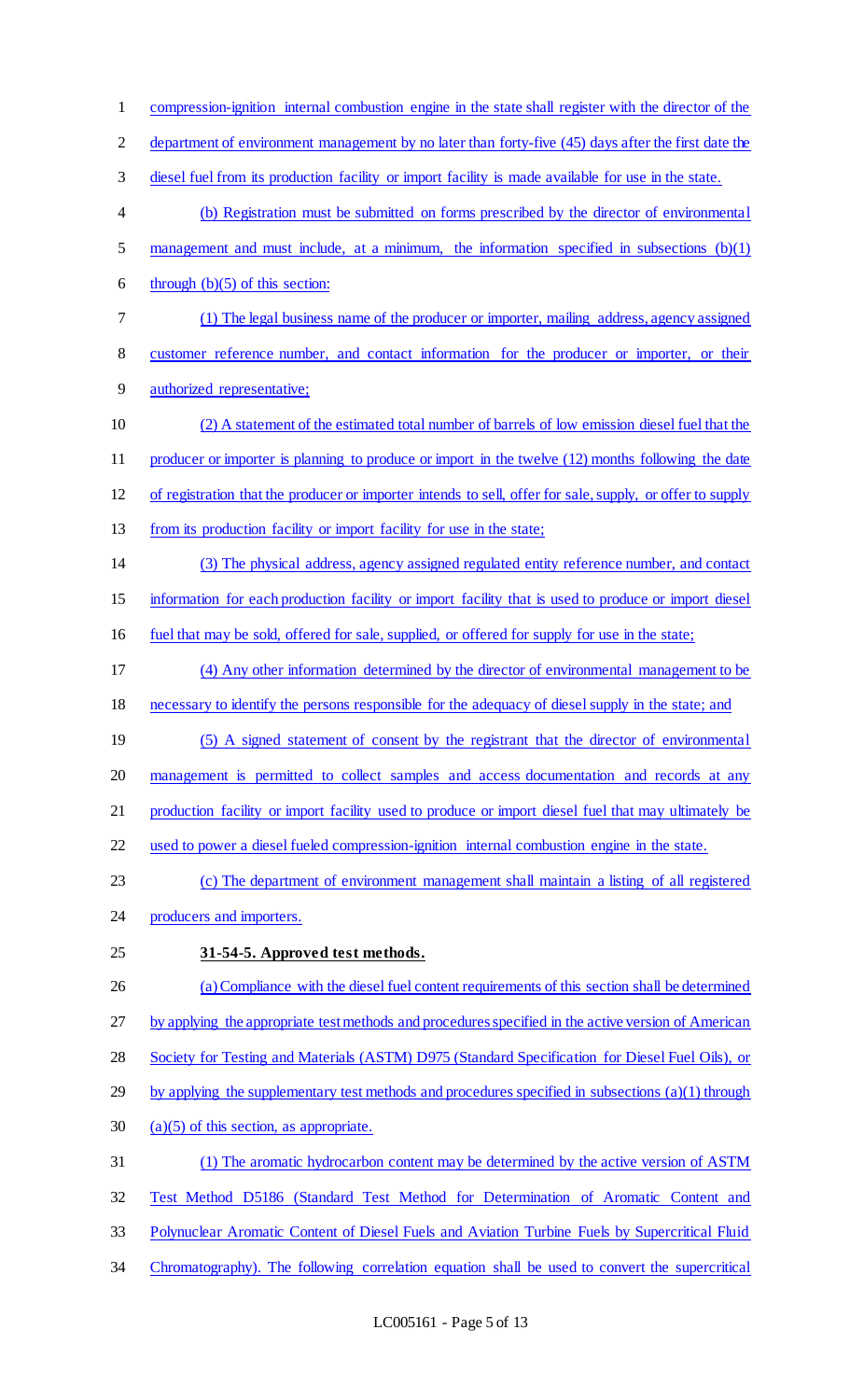compression-ignition internal combustion engine in the state shall register with the director of the department of environment management by no later than forty-five (45) days after the first date the diesel fuel from its production facility or import facility is made available for use in the state.

(b) Registration must be submitted on forms prescribed by the director of environmental management and must include, at a minimum, the information specified in subsections (b)(1) through (b)(5) of this section:

(1) The legal business name of the producer or importer, mailing address, agency assigned customer reference number, and contact information for the producer or importer, or their authorized representative;

(2) A statement of the estimated total number of barrels of low emission diesel fuel that the producer or importer is planning to produce or import in the twelve (12) months following the date of registration that the producer or importer intends to sell, offer for sale, supply, or offer to supply from its production facility or import facility for use in the state;

(3) The physical address, agency assigned regulated entity reference number, and contact information for each production facility or import facility that is used to produce or import diesel fuel that may be sold, offered for sale, supplied, or offered for supply for use in the state;

(4) Any other information determined by the director of environmental management to be necessary to identify the persons responsible for the adequacy of diesel supply in the state; and

(5) A signed statement of consent by the registrant that the director of environmental management is permitted to collect samples and access documentation and records at any production facility or import facility used to produce or import diesel fuel that may ultimately be used to power a diesel fueled compression-ignition internal combustion engine in the state.

(c) The department of environment management shall maintain a listing of all registered producers and importers.

**31-54-5. Approved test methods.**

(a) Compliance with the diesel fuel content requirements of this section shall be determined by applying the appropriate test methods and procedures specified in the active version of American Society for Testing and Materials (ASTM) D975 (Standard Specification for Diesel Fuel Oils), or by applying the supplementary test methods and procedures specified in subsections (a)(1) through (a)(5) of this section, as appropriate.

(1) The aromatic hydrocarbon content may be determined by the active version of ASTM Test Method D5186 (Standard Test Method for Determination of Aromatic Content and Polynuclear Aromatic Content of Diesel Fuels and Aviation Turbine Fuels by Supercritical Fluid Chromatography). The following correlation equation shall be used to convert the supercritical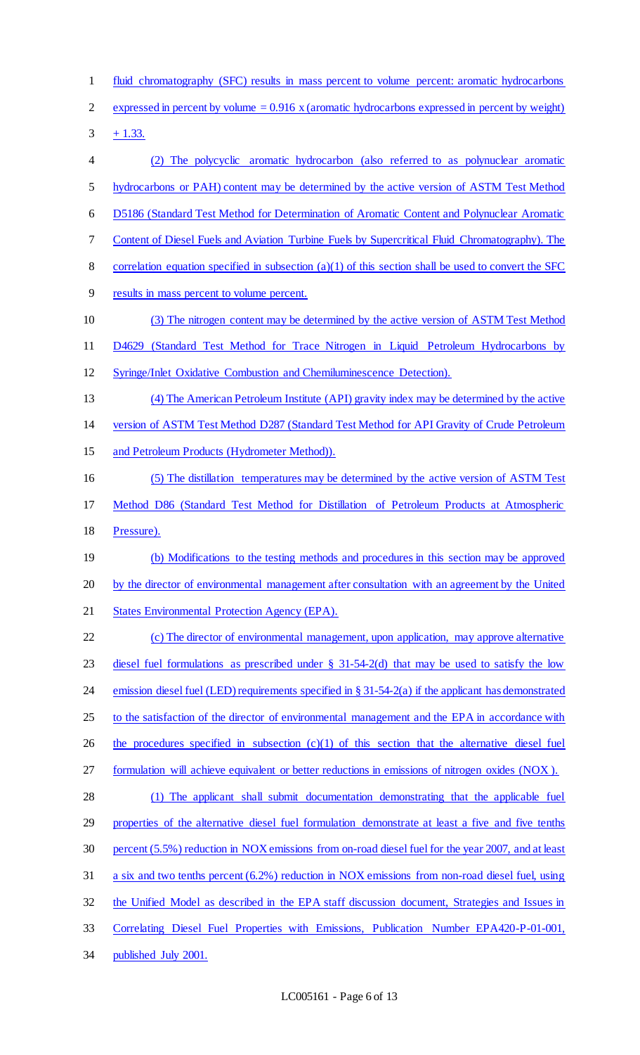fluid chromatography (SFC) results in mass percent to volume percent: aromatic hydrocarbons expressed in percent by volume = 0.916 x (aromatic hydrocarbons expressed in percent by weight) + 1.33.

(2) The polycyclic aromatic hydrocarbon (also referred to as polynuclear aromatic hydrocarbons or PAH) content may be determined by the active version of ASTM Test Method D5186 (Standard Test Method for Determination of Aromatic Content and Polynuclear Aromatic Content of Diesel Fuels and Aviation Turbine Fuels by Supercritical Fluid Chromatography). The correlation equation specified in subsection (a)(1) of this section shall be used to convert the SFC results in mass percent to volume percent.

(3) The nitrogen content may be determined by the active version of ASTM Test Method D4629 (Standard Test Method for Trace Nitrogen in Liquid Petroleum Hydrocarbons by Syringe/Inlet Oxidative Combustion and Chemiluminescence Detection).

(4) The American Petroleum Institute (API) gravity index may be determined by the active version of ASTM Test Method D287 (Standard Test Method for API Gravity of Crude Petroleum and Petroleum Products (Hydrometer Method)).

(5) The distillation temperatures may be determined by the active version of ASTM Test Method D86 (Standard Test Method for Distillation of Petroleum Products at Atmospheric Pressure).

(b) Modifications to the testing methods and procedures in this section may be approved by the director of environmental management after consultation with an agreement by the United States Environmental Protection Agency (EPA).

(c) The director of environmental management, upon application, may approve alternative diesel fuel formulations as prescribed under § 31-54-2(d) that may be used to satisfy the low emission diesel fuel (LED) requirements specified in § 31-54-2(a) if the applicant has demonstrated to the satisfaction of the director of environmental management and the EPA in accordance with the procedures specified in subsection (c)(1) of this section that the alternative diesel fuel formulation will achieve equivalent or better reductions in emissions of nitrogen oxides (NOX ).

(1) The applicant shall submit documentation demonstrating that the applicable fuel properties of the alternative diesel fuel formulation demonstrate at least a five and five tenths percent (5.5%) reduction in NOX emissions from on-road diesel fuel for the year 2007, and at least a six and two tenths percent (6.2%) reduction in NOX emissions from non-road diesel fuel, using the Unified Model as described in the EPA staff discussion document, Strategies and Issues in Correlating Diesel Fuel Properties with Emissions, Publication Number EPA420-P-01-001, published July 2001.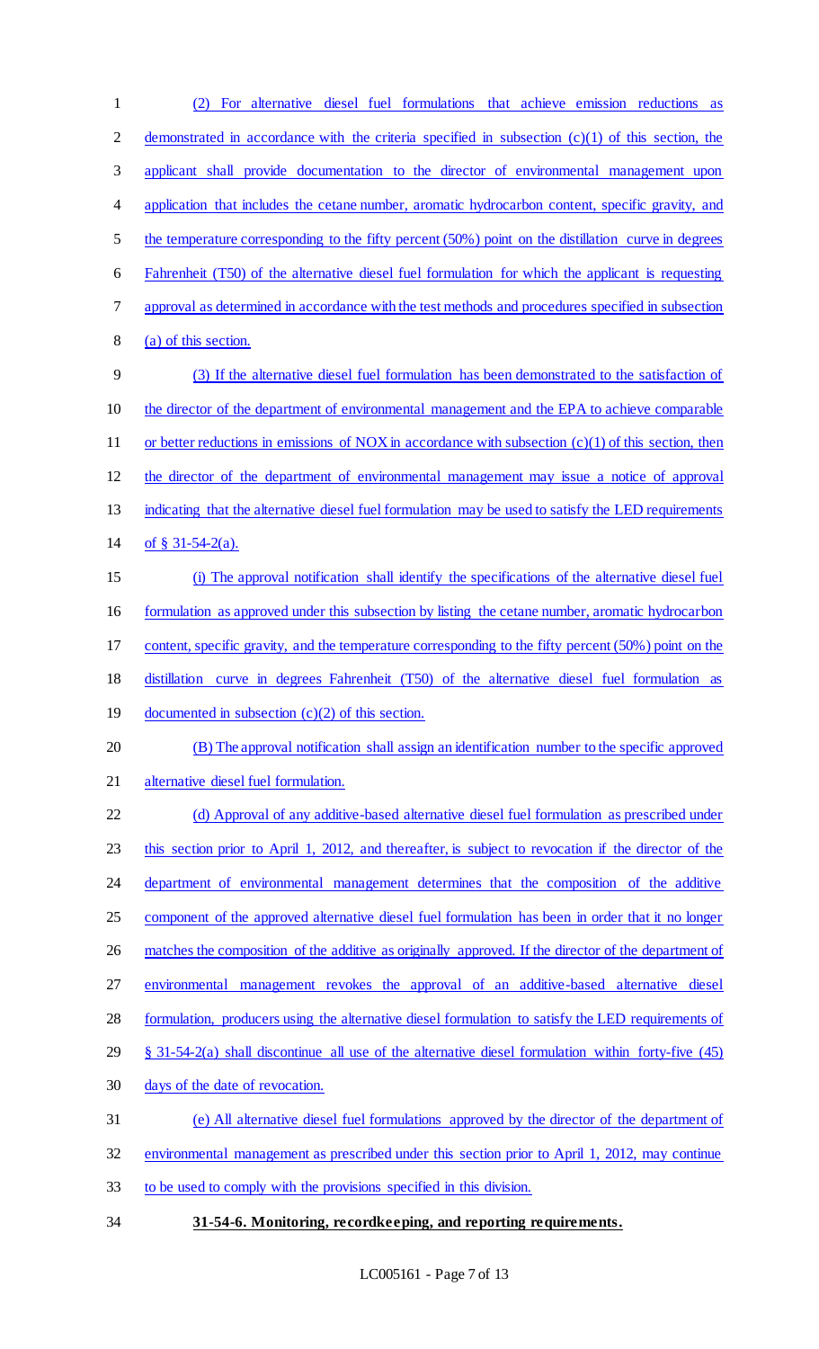(2) For alternative diesel fuel formulations that achieve emission reductions as demonstrated in accordance with the criteria specified in subsection (c)(1) of this section, the applicant shall provide documentation to the director of environmental management upon application that includes the cetane number, aromatic hydrocarbon content, specific gravity, and the temperature corresponding to the fifty percent (50%) point on the distillation curve in degrees Fahrenheit (T50) of the alternative diesel fuel formulation for which the applicant is requesting approval as determined in accordance with the test methods and procedures specified in subsection (a) of this section.

(3) If the alternative diesel fuel formulation has been demonstrated to the satisfaction of the director of the department of environmental management and the EPA to achieve comparable or better reductions in emissions of NOX in accordance with subsection (c)(1) of this section, then the director of the department of environmental management may issue a notice of approval indicating that the alternative diesel fuel formulation may be used to satisfy the LED requirements of § 31-54-2(a).

(i) The approval notification shall identify the specifications of the alternative diesel fuel formulation as approved under this subsection by listing the cetane number, aromatic hydrocarbon content, specific gravity, and the temperature corresponding to the fifty percent (50%) point on the distillation curve in degrees Fahrenheit (T50) of the alternative diesel fuel formulation as documented in subsection (c)(2) of this section.

(B) The approval notification shall assign an identification number to the specific approved alternative diesel fuel formulation.

(d) Approval of any additive-based alternative diesel fuel formulation as prescribed under this section prior to April 1, 2012, and thereafter, is subject to revocation if the director of the department of environmental management determines that the composition of the additive component of the approved alternative diesel fuel formulation has been in order that it no longer matches the composition of the additive as originally approved. If the director of the department of environmental management revokes the approval of an additive-based alternative diesel formulation, producers using the alternative diesel formulation to satisfy the LED requirements of § 31-54-2(a) shall discontinue all use of the alternative diesel formulation within forty-five (45) days of the date of revocation.

(e) All alternative diesel fuel formulations approved by the director of the department of environmental management as prescribed under this section prior to April 1, 2012, may continue to be used to comply with the provisions specified in this division.

**31-54-6. Monitoring, recordkeeping, and reporting requirements.**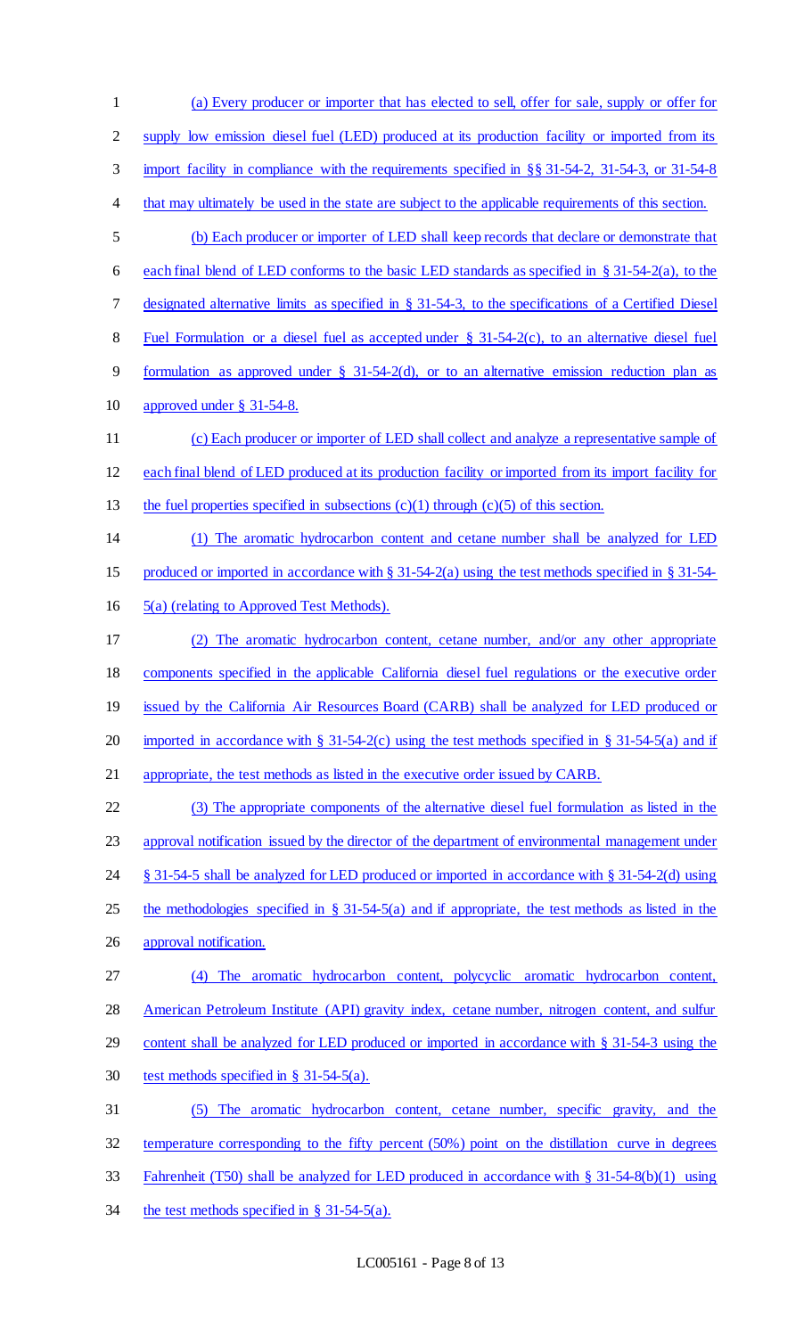(a) Every producer or importer that has elected to sell, offer for sale, supply or offer for supply low emission diesel fuel (LED) produced at its production facility or imported from its import facility in compliance with the requirements specified in §§ 31-54-2, 31-54-3, or 31-54-8 that may ultimately be used in the state are subject to the applicable requirements of this section.

(b) Each producer or importer of LED shall keep records that declare or demonstrate that each final blend of LED conforms to the basic LED standards as specified in § 31-54-2(a), to the designated alternative limits as specified in § 31-54-3, to the specifications of a Certified Diesel Fuel Formulation or a diesel fuel as accepted under § 31-54-2(c), to an alternative diesel fuel formulation as approved under § 31-54-2(d), or to an alternative emission reduction plan as approved under § 31-54-8.

(c) Each producer or importer of LED shall collect and analyze a representative sample of each final blend of LED produced at its production facility or imported from its import facility for the fuel properties specified in subsections (c)(1) through (c)(5) of this section.

(1) The aromatic hydrocarbon content and cetane number shall be analyzed for LED produced or imported in accordance with § 31-54-2(a) using the test methods specified in § 31-54-5(a) (relating to Approved Test Methods).

(2) The aromatic hydrocarbon content, cetane number, and/or any other appropriate components specified in the applicable California diesel fuel regulations or the executive order issued by the California Air Resources Board (CARB) shall be analyzed for LED produced or imported in accordance with § 31-54-2(c) using the test methods specified in § 31-54-5(a) and if appropriate, the test methods as listed in the executive order issued by CARB.

(3) The appropriate components of the alternative diesel fuel formulation as listed in the approval notification issued by the director of the department of environmental management under § 31-54-5 shall be analyzed for LED produced or imported in accordance with § 31-54-2(d) using the methodologies specified in § 31-54-5(a) and if appropriate, the test methods as listed in the approval notification.

(4) The aromatic hydrocarbon content, polycyclic aromatic hydrocarbon content, American Petroleum Institute (API) gravity index, cetane number, nitrogen content, and sulfur content shall be analyzed for LED produced or imported in accordance with § 31-54-3 using the test methods specified in § 31-54-5(a).

(5) The aromatic hydrocarbon content, cetane number, specific gravity, and the temperature corresponding to the fifty percent (50%) point on the distillation curve in degrees Fahrenheit (T50) shall be analyzed for LED produced in accordance with § 31-54-8(b)(1) using the test methods specified in § 31-54-5(a).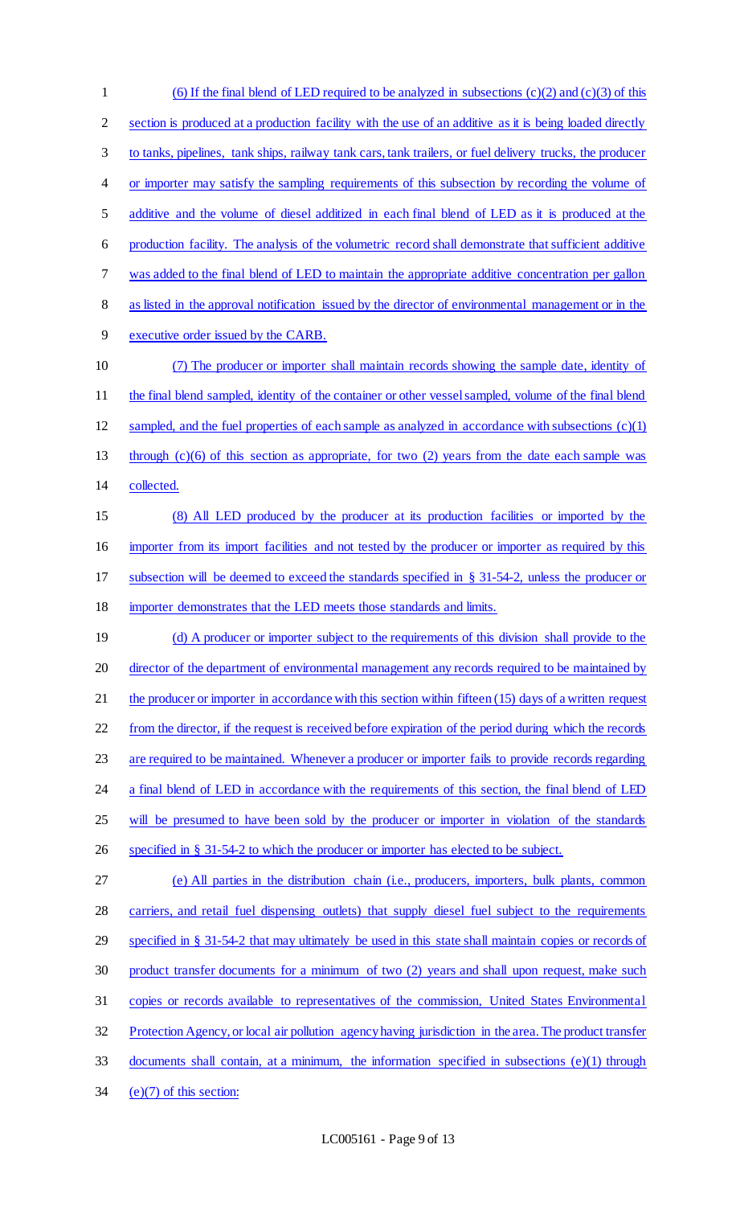(6) If the final blend of LED required to be analyzed in subsections (c)(2) and (c)(3) of this section is produced at a production facility with the use of an additive as it is being loaded directly to tanks, pipelines, tank ships, railway tank cars, tank trailers, or fuel delivery trucks, the producer or importer may satisfy the sampling requirements of this subsection by recording the volume of additive and the volume of diesel additized in each final blend of LED as it is produced at the production facility. The analysis of the volumetric record shall demonstrate that sufficient additive was added to the final blend of LED to maintain the appropriate additive concentration per gallon as listed in the approval notification issued by the director of environmental management or in the executive order issued by the CARB.

(7) The producer or importer shall maintain records showing the sample date, identity of the final blend sampled, identity of the container or other vessel sampled, volume of the final blend sampled, and the fuel properties of each sample as analyzed in accordance with subsections (c)(1) through (c)(6) of this section as appropriate, for two (2) years from the date each sample was collected.

(8) All LED produced by the producer at its production facilities or imported by the importer from its import facilities and not tested by the producer or importer as required by this subsection will be deemed to exceed the standards specified in § 31-54-2, unless the producer or importer demonstrates that the LED meets those standards and limits.

(d) A producer or importer subject to the requirements of this division shall provide to the director of the department of environmental management any records required to be maintained by the producer or importer in accordance with this section within fifteen (15) days of a written request from the director, if the request is received before expiration of the period during which the records are required to be maintained. Whenever a producer or importer fails to provide records regarding a final blend of LED in accordance with the requirements of this section, the final blend of LED will be presumed to have been sold by the producer or importer in violation of the standards specified in § 31-54-2 to which the producer or importer has elected to be subject.

(e) All parties in the distribution chain (i.e., producers, importers, bulk plants, common carriers, and retail fuel dispensing outlets) that supply diesel fuel subject to the requirements specified in § 31-54-2 that may ultimately be used in this state shall maintain copies or records of product transfer documents for a minimum of two (2) years and shall upon request, make such copies or records available to representatives of the commission, United States Environmental Protection Agency, or local air pollution agency having jurisdiction in the area. The product transfer documents shall contain, at a minimum, the information specified in subsections (e)(1) through (e)(7) of this section: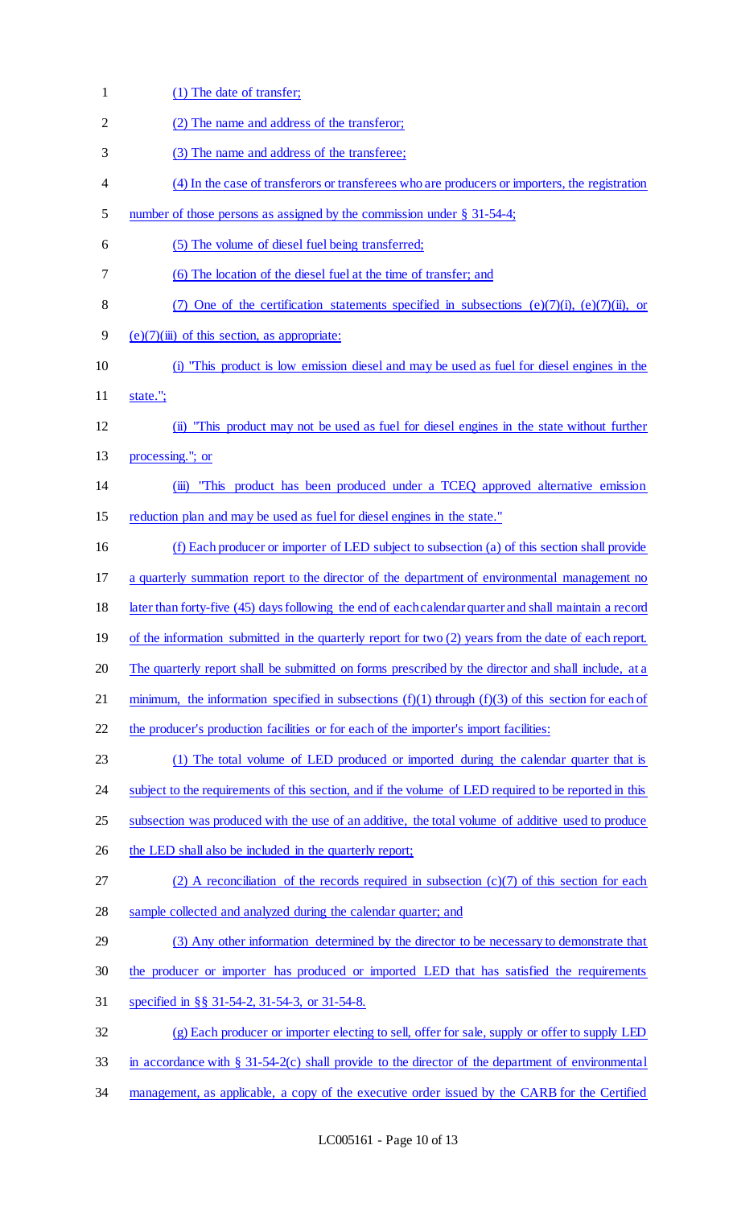(1) The date of transfer;

(2) The name and address of the transferor;

(3) The name and address of the transferee;

(4) In the case of transferors or transferees who are producers or importers, the registration number of those persons as assigned by the commission under § 31-54-4;

(5) The volume of diesel fuel being transferred;

(6) The location of the diesel fuel at the time of transfer; and

(7) One of the certification statements specified in subsections (e)(7)(i), (e)(7)(ii), or (e)(7)(iii) of this section, as appropriate:

(i) "This product is low emission diesel and may be used as fuel for diesel engines in the state.";

(ii) "This product may not be used as fuel for diesel engines in the state without further processing."; or

(iii) "This product has been produced under a TCEQ approved alternative emission reduction plan and may be used as fuel for diesel engines in the state."

(f) Each producer or importer of LED subject to subsection (a) of this section shall provide a quarterly summation report to the director of the department of environmental management no later than forty-five (45) days following the end of each calendar quarter and shall maintain a record of the information submitted in the quarterly report for two (2) years from the date of each report. The quarterly report shall be submitted on forms prescribed by the director and shall include, at a minimum, the information specified in subsections (f)(1) through (f)(3) of this section for each of the producer's production facilities or for each of the importer's import facilities:

(1) The total volume of LED produced or imported during the calendar quarter that is subject to the requirements of this section, and if the volume of LED required to be reported in this subsection was produced with the use of an additive, the total volume of additive used to produce the LED shall also be included in the quarterly report;

(2) A reconciliation of the records required in subsection (c)(7) of this section for each sample collected and analyzed during the calendar quarter; and

(3) Any other information determined by the director to be necessary to demonstrate that the producer or importer has produced or imported LED that has satisfied the requirements specified in §§ 31-54-2, 31-54-3, or 31-54-8.

(g) Each producer or importer electing to sell, offer for sale, supply or offer to supply LED in accordance with § 31-54-2(c) shall provide to the director of the department of environmental management, as applicable, a copy of the executive order issued by the CARB for the Certified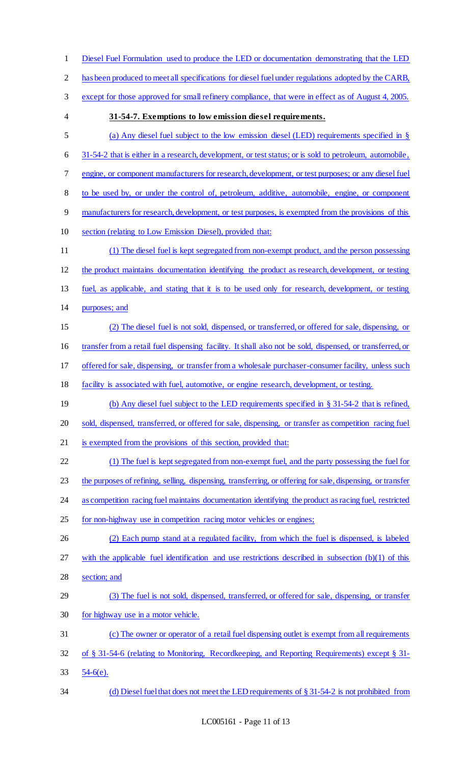Diesel Fuel Formulation used to produce the LED or documentation demonstrating that the LED has been produced to meet all specifications for diesel fuel under regulations adopted by the CARB, except for those approved for small refinery compliance, that were in effect as of August 4, 2005.

**31-54-7. Exemptions to low emission diesel requirements.**

(a) Any diesel fuel subject to the low emission diesel (LED) requirements specified in § 31-54-2 that is either in a research, development, or test status; or is sold to petroleum, automobile, engine, or component manufacturers for research, development, or test purposes; or any diesel fuel to be used by, or under the control of, petroleum, additive, automobile, engine, or component manufacturers for research, development, or test purposes, is exempted from the provisions of this section (relating to Low Emission Diesel), provided that:

(1) The diesel fuel is kept segregated from non-exempt product, and the person possessing the product maintains documentation identifying the product as research, development, or testing fuel, as applicable, and stating that it is to be used only for research, development, or testing purposes; and

(2) The diesel fuel is not sold, dispensed, or transferred, or offered for sale, dispensing, or transfer from a retail fuel dispensing facility. It shall also not be sold, dispensed, or transferred, or offered for sale, dispensing, or transfer from a wholesale purchaser-consumer facility, unless such facility is associated with fuel, automotive, or engine research, development, or testing.

(b) Any diesel fuel subject to the LED requirements specified in § 31-54-2 that is refined, sold, dispensed, transferred, or offered for sale, dispensing, or transfer as competition racing fuel is exempted from the provisions of this section, provided that:

(1) The fuel is kept segregated from non-exempt fuel, and the party possessing the fuel for the purposes of refining, selling, dispensing, transferring, or offering for sale, dispensing, or transfer as competition racing fuel maintains documentation identifying the product as racing fuel, restricted for non-highway use in competition racing motor vehicles or engines;

(2) Each pump stand at a regulated facility, from which the fuel is dispensed, is labeled with the applicable fuel identification and use restrictions described in subsection (b)(1) of this section; and

(3) The fuel is not sold, dispensed, transferred, or offered for sale, dispensing, or transfer for highway use in a motor vehicle.

(c) The owner or operator of a retail fuel dispensing outlet is exempt from all requirements of § 31-54-6 (relating to Monitoring, Recordkeeping, and Reporting Requirements) except § 31-54-6(e).

(d) Diesel fuel that does not meet the LED requirements of § 31-54-2 is not prohibited from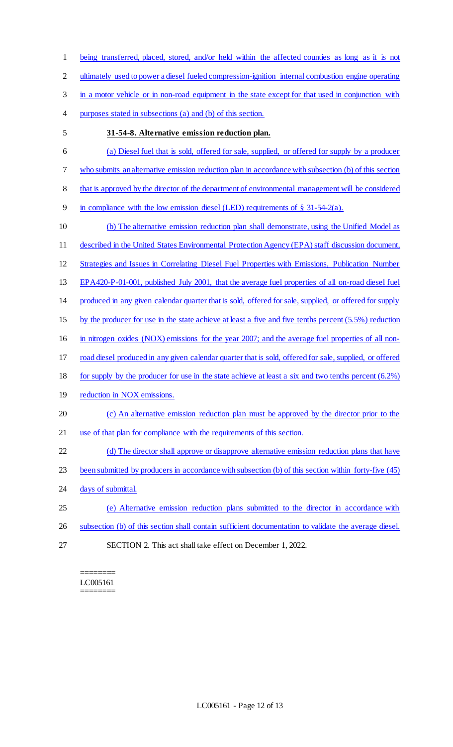being transferred, placed, stored, and/or held within the affected counties as long as it is not ultimately used to power a diesel fueled compression-ignition internal combustion engine operating in a motor vehicle or in non-road equipment in the state except for that used in conjunction with purposes stated in subsections (a) and (b) of this section.

**31-54-8. Alternative emission reduction plan.**

(a) Diesel fuel that is sold, offered for sale, supplied, or offered for supply by a producer who submits an alternative emission reduction plan in accordance with subsection (b) of this section that is approved by the director of the department of environmental management will be considered in compliance with the low emission diesel (LED) requirements of § 31-54-2(a).

(b) The alternative emission reduction plan shall demonstrate, using the Unified Model as described in the United States Environmental Protection Agency (EPA) staff discussion document, Strategies and Issues in Correlating Diesel Fuel Properties with Emissions, Publication Number EPA420-P-01-001, published July 2001, that the average fuel properties of all on-road diesel fuel produced in any given calendar quarter that is sold, offered for sale, supplied, or offered for supply by the producer for use in the state achieve at least a five and five tenths percent (5.5%) reduction in nitrogen oxides (NOX) emissions for the year 2007; and the average fuel properties of all non-road diesel produced in any given calendar quarter that is sold, offered for sale, supplied, or offered for supply by the producer for use in the state achieve at least a six and two tenths percent (6.2%) reduction in NOX emissions.

(c) An alternative emission reduction plan must be approved by the director prior to the use of that plan for compliance with the requirements of this section.

(d) The director shall approve or disapprove alternative emission reduction plans that have been submitted by producers in accordance with subsection (b) of this section within forty-five (45) days of submittal.

(e) Alternative emission reduction plans submitted to the director in accordance with subsection (b) of this section shall contain sufficient documentation to validate the average diesel.

SECTION 2. This act shall take effect on December 1, 2022.

========
LC005161
========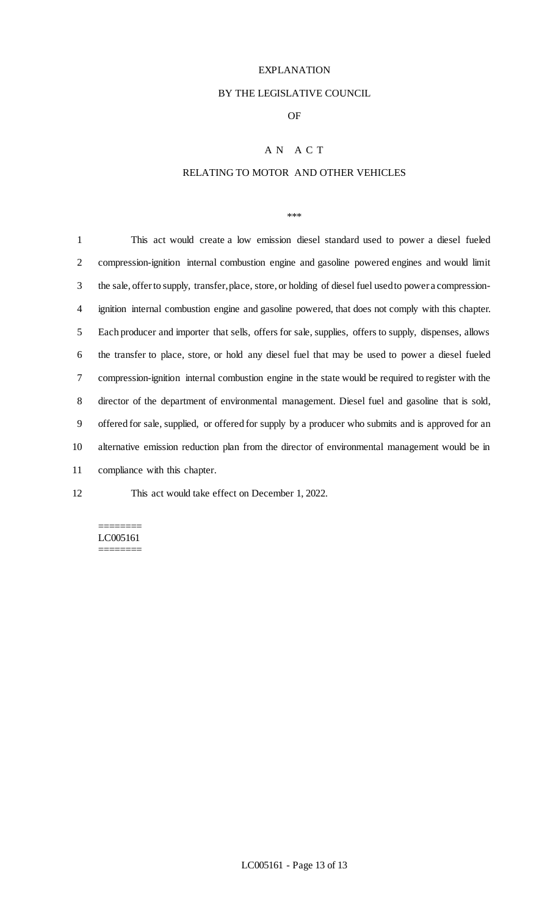EXPLANATION

BY THE LEGISLATIVE COUNCIL

OF

A N A C T

RELATING TO MOTOR AND OTHER VEHICLES

***

This act would create a low emission diesel standard used to power a diesel fueled compression-ignition internal combustion engine and gasoline powered engines and would limit the sale, offer to supply, transfer, place, store, or holding of diesel fuel used to power a compression-ignition internal combustion engine and gasoline powered, that does not comply with this chapter. Each producer and importer that sells, offers for sale, supplies, offers to supply, dispenses, allows the transfer to place, store, or hold any diesel fuel that may be used to power a diesel fueled compression-ignition internal combustion engine in the state would be required to register with the director of the department of environmental management. Diesel fuel and gasoline that is sold, offered for sale, supplied, or offered for supply by a producer who submits and is approved for an alternative emission reduction plan from the director of environmental management would be in compliance with this chapter.

This act would take effect on December 1, 2022.

========
LC005161
========